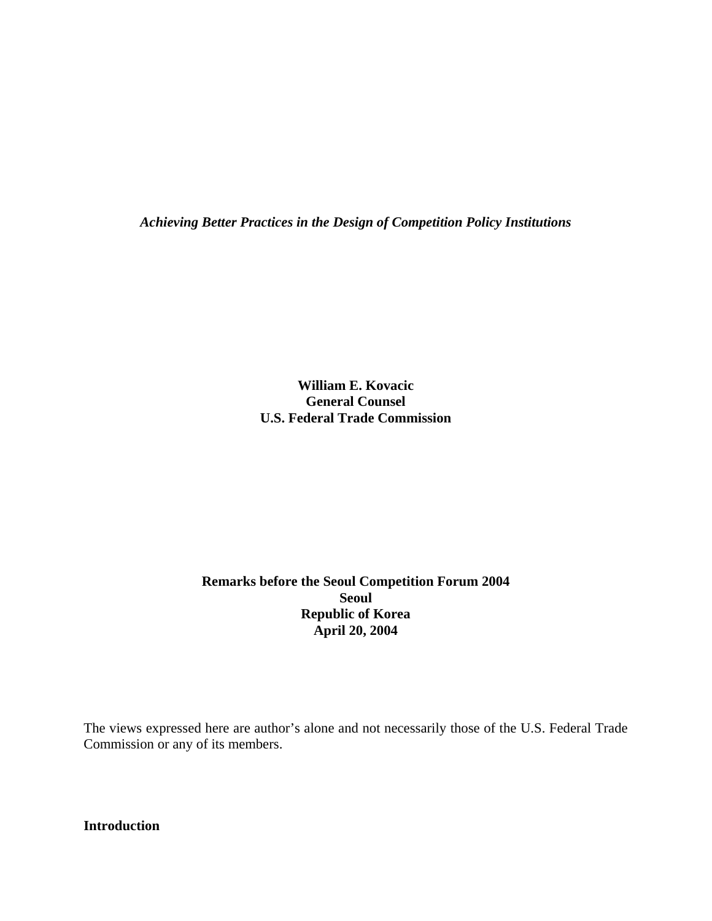*Achieving Better Practices in the Design of Competition Policy Institutions*

**William E. Kovacic**
**General Counsel**
**U.S. Federal Trade Commission**

**Remarks before the Seoul Competition Forum 2004**
**Seoul**
**Republic of Korea**
**April 20, 2004**

The views expressed here are author's alone and not necessarily those of the U.S. Federal Trade Commission or any of its members.

## Introduction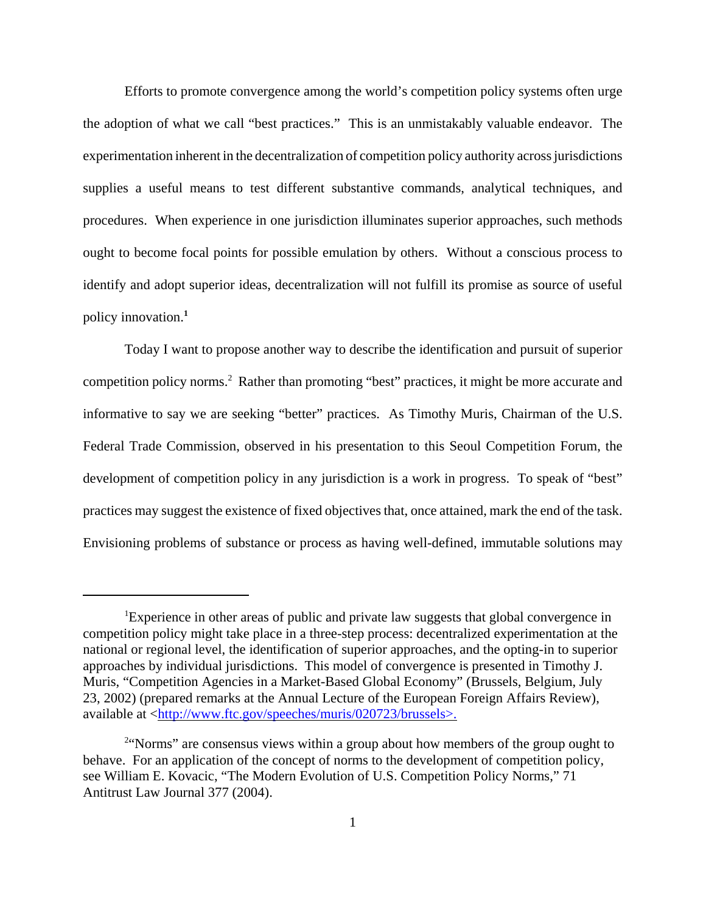Efforts to promote convergence among the world's competition policy systems often urge the adoption of what we call "best practices." This is an unmistakably valuable endeavor. The experimentation inherent in the decentralization of competition policy authority across jurisdictions supplies a useful means to test different substantive commands, analytical techniques, and procedures. When experience in one jurisdiction illuminates superior approaches, such methods ought to become focal points for possible emulation by others. Without a conscious process to identify and adopt superior ideas, decentralization will not fulfill its promise as source of useful policy innovation.[1]

Today I want to propose another way to describe the identification and pursuit of superior competition policy norms.[2] Rather than promoting "best" practices, it might be more accurate and informative to say we are seeking "better" practices. As Timothy Muris, Chairman of the U.S. Federal Trade Commission, observed in his presentation to this Seoul Competition Forum, the development of competition policy in any jurisdiction is a work in progress. To speak of "best" practices may suggest the existence of fixed objectives that, once attained, mark the end of the task. Envisioning problems of substance or process as having well-defined, immutable solutions may

---

[1] Experience in other areas of public and private law suggests that global convergence in competition policy might take place in a three-step process: decentralized experimentation at the national or regional level, the identification of superior approaches, and the opting-in to superior approaches by individual jurisdictions. This model of convergence is presented in Timothy J. Muris, "Competition Agencies in a Market-Based Global Economy" (Brussels, Belgium, July 23, 2002) (prepared remarks at the Annual Lecture of the European Foreign Affairs Review), available at <http://www.ftc.gov/speeches/muris/020723/brussels>.

[2] "Norms" are consensus views within a group about how members of the group ought to behave. For an application of the concept of norms to the development of competition policy, see William E. Kovacic, "The Modern Evolution of U.S. Competition Policy Norms," 71 Antitrust Law Journal 377 (2004).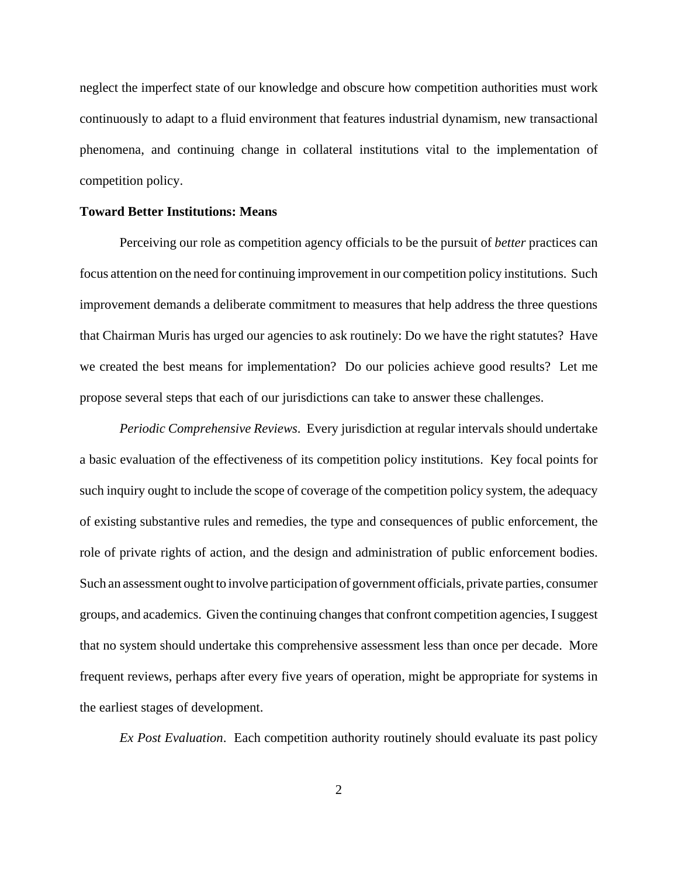neglect the imperfect state of our knowledge and obscure how competition authorities must work continuously to adapt to a fluid environment that features industrial dynamism, new transactional phenomena, and continuing change in collateral institutions vital to the implementation of competition policy.

**Toward Better Institutions: Means**

Perceiving our role as competition agency officials to be the pursuit of *better* practices can focus attention on the need for continuing improvement in our competition policy institutions. Such improvement demands a deliberate commitment to measures that help address the three questions that Chairman Muris has urged our agencies to ask routinely: Do we have the right statutes? Have we created the best means for implementation? Do our policies achieve good results? Let me propose several steps that each of our jurisdictions can take to answer these challenges.

*Periodic Comprehensive Reviews*. Every jurisdiction at regular intervals should undertake a basic evaluation of the effectiveness of its competition policy institutions. Key focal points for such inquiry ought to include the scope of coverage of the competition policy system, the adequacy of existing substantive rules and remedies, the type and consequences of public enforcement, the role of private rights of action, and the design and administration of public enforcement bodies. Such an assessment ought to involve participation of government officials, private parties, consumer groups, and academics. Given the continuing changes that confront competition agencies, I suggest that no system should undertake this comprehensive assessment less than once per decade. More frequent reviews, perhaps after every five years of operation, might be appropriate for systems in the earliest stages of development.

*Ex Post Evaluation*. Each competition authority routinely should evaluate its past policy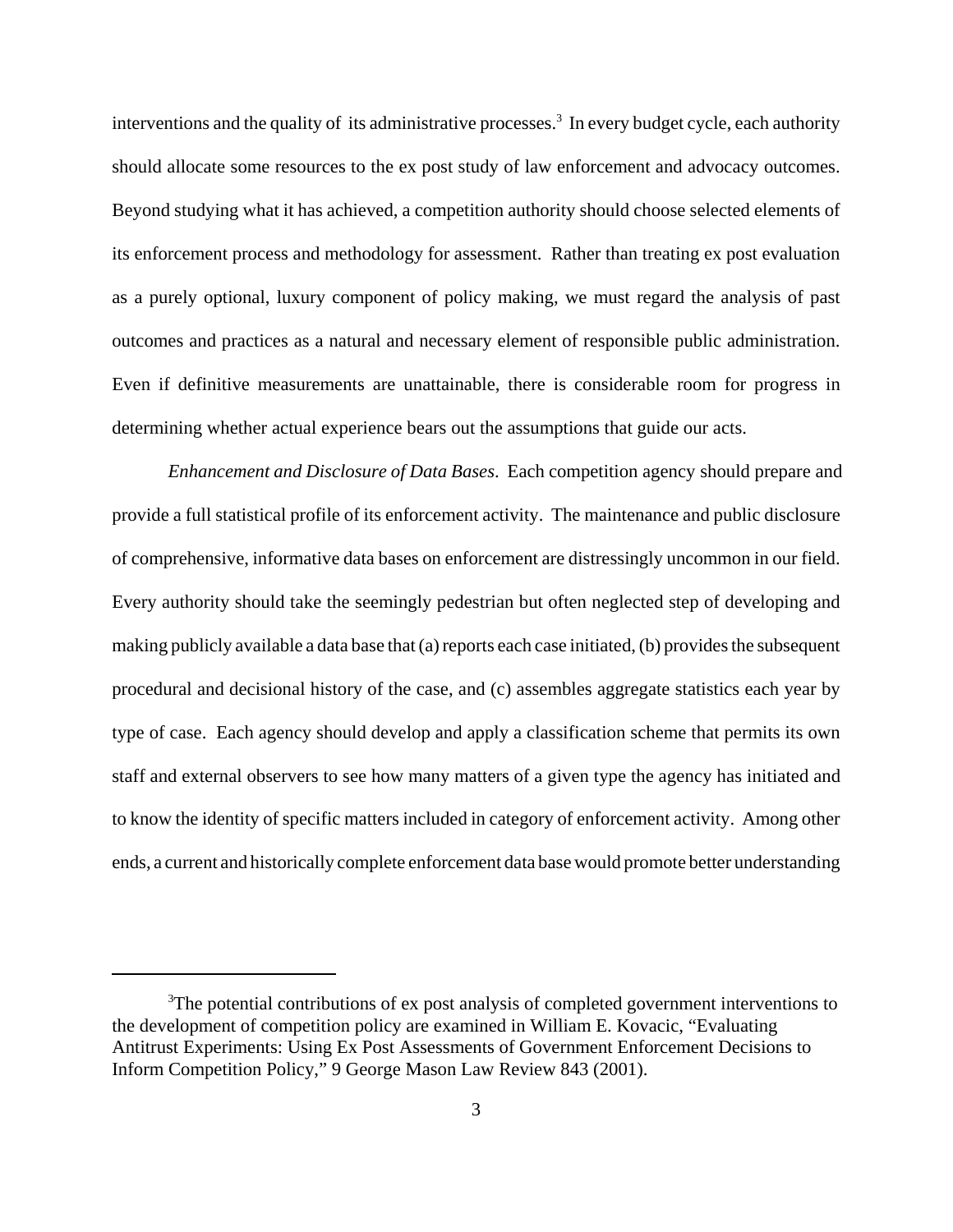interventions and the quality of its administrative processes.[3] In every budget cycle, each authority should allocate some resources to the ex post study of law enforcement and advocacy outcomes. Beyond studying what it has achieved, a competition authority should choose selected elements of its enforcement process and methodology for assessment. Rather than treating ex post evaluation as a purely optional, luxury component of policy making, we must regard the analysis of past outcomes and practices as a natural and necessary element of responsible public administration. Even if definitive measurements are unattainable, there is considerable room for progress in determining whether actual experience bears out the assumptions that guide our acts.

*Enhancement and Disclosure of Data Bases*. Each competition agency should prepare and provide a full statistical profile of its enforcement activity. The maintenance and public disclosure of comprehensive, informative data bases on enforcement are distressingly uncommon in our field. Every authority should take the seemingly pedestrian but often neglected step of developing and making publicly available a data base that (a) reports each case initiated, (b) provides the subsequent procedural and decisional history of the case, and (c) assembles aggregate statistics each year by type of case. Each agency should develop and apply a classification scheme that permits its own staff and external observers to see how many matters of a given type the agency has initiated and to know the identity of specific matters included in category of enforcement activity. Among other ends, a current and historically complete enforcement data base would promote better understanding

---

[3] The potential contributions of ex post analysis of completed government interventions to the development of competition policy are examined in William E. Kovacic, "Evaluating Antitrust Experiments: Using Ex Post Assessments of Government Enforcement Decisions to Inform Competition Policy," 9 George Mason Law Review 843 (2001).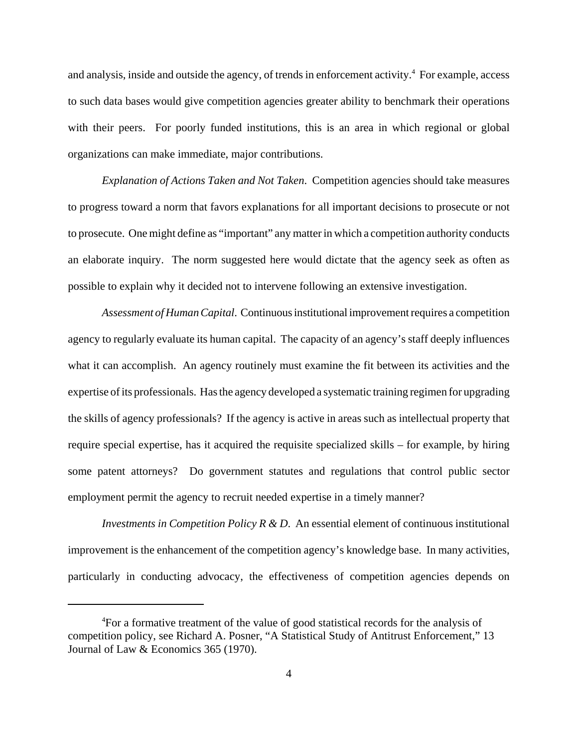and analysis, inside and outside the agency, of trends in enforcement activity.[4] For example, access to such data bases would give competition agencies greater ability to benchmark their operations with their peers. For poorly funded institutions, this is an area in which regional or global organizations can make immediate, major contributions.

*Explanation of Actions Taken and Not Taken*. Competition agencies should take measures to progress toward a norm that favors explanations for all important decisions to prosecute or not to prosecute. One might define as "important" any matter in which a competition authority conducts an elaborate inquiry. The norm suggested here would dictate that the agency seek as often as possible to explain why it decided not to intervene following an extensive investigation.

*Assessment of Human Capital*. Continuous institutional improvement requires a competition agency to regularly evaluate its human capital. The capacity of an agency's staff deeply influences what it can accomplish. An agency routinely must examine the fit between its activities and the expertise of its professionals. Has the agency developed a systematic training regimen for upgrading the skills of agency professionals? If the agency is active in areas such as intellectual property that require special expertise, has it acquired the requisite specialized skills – for example, by hiring some patent attorneys? Do government statutes and regulations that control public sector employment permit the agency to recruit needed expertise in a timely manner?

*Investments in Competition Policy R & D*. An essential element of continuous institutional improvement is the enhancement of the competition agency's knowledge base. In many activities, particularly in conducting advocacy, the effectiveness of competition agencies depends on

---

[4] For a formative treatment of the value of good statistical records for the analysis of competition policy, see Richard A. Posner, "A Statistical Study of Antitrust Enforcement," 13 Journal of Law & Economics 365 (1970).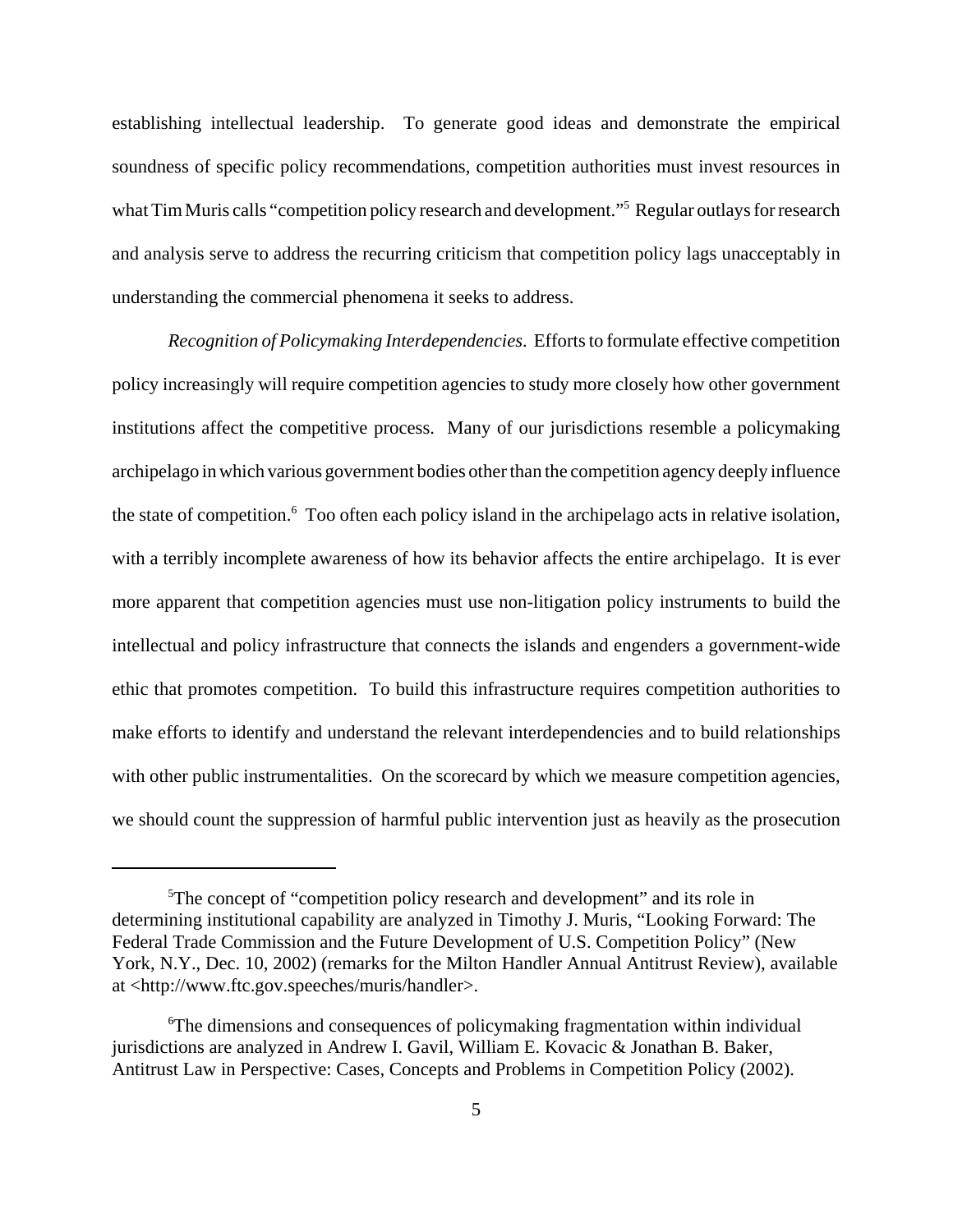establishing intellectual leadership. To generate good ideas and demonstrate the empirical soundness of specific policy recommendations, competition authorities must invest resources in what Tim Muris calls "competition policy research and development."[5] Regular outlays for research and analysis serve to address the recurring criticism that competition policy lags unacceptably in understanding the commercial phenomena it seeks to address.

*Recognition of Policymaking Interdependencies.* Efforts to formulate effective competition policy increasingly will require competition agencies to study more closely how other government institutions affect the competitive process. Many of our jurisdictions resemble a policymaking archipelago in which various government bodies other than the competition agency deeply influence the state of competition.[6] Too often each policy island in the archipelago acts in relative isolation, with a terribly incomplete awareness of how its behavior affects the entire archipelago. It is ever more apparent that competition agencies must use non-litigation policy instruments to build the intellectual and policy infrastructure that connects the islands and engenders a government-wide ethic that promotes competition. To build this infrastructure requires competition authorities to make efforts to identify and understand the relevant interdependencies and to build relationships with other public instrumentalities. On the scorecard by which we measure competition agencies, we should count the suppression of harmful public intervention just as heavily as the prosecution

---

[5] The concept of "competition policy research and development" and its role in determining institutional capability are analyzed in Timothy J. Muris, "Looking Forward: The Federal Trade Commission and the Future Development of U.S. Competition Policy" (New York, N.Y., Dec. 10, 2002) (remarks for the Milton Handler Annual Antitrust Review), available at <http://www.ftc.gov.speeches/muris/handler>.

[6] The dimensions and consequences of policymaking fragmentation within individual jurisdictions are analyzed in Andrew I. Gavil, William E. Kovacic & Jonathan B. Baker, Antitrust Law in Perspective: Cases, Concepts and Problems in Competition Policy (2002).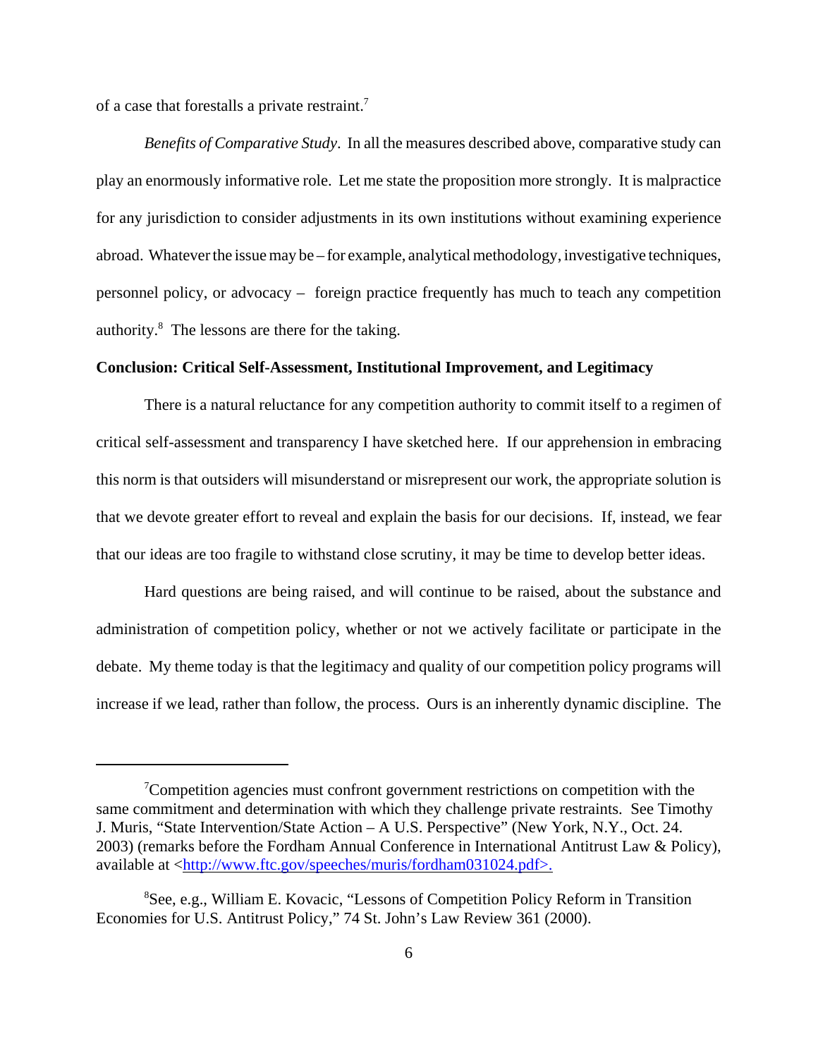of a case that forestalls a private restraint.[7]

*Benefits of Comparative Study*. In all the measures described above, comparative study can play an enormously informative role. Let me state the proposition more strongly. It is malpractice for any jurisdiction to consider adjustments in its own institutions without examining experience abroad. Whatever the issue may be – for example, analytical methodology, investigative techniques, personnel policy, or advocacy – foreign practice frequently has much to teach any competition authority.[8] The lessons are there for the taking.

**Conclusion: Critical Self-Assessment, Institutional Improvement, and Legitimacy**

There is a natural reluctance for any competition authority to commit itself to a regimen of critical self-assessment and transparency I have sketched here. If our apprehension in embracing this norm is that outsiders will misunderstand or misrepresent our work, the appropriate solution is that we devote greater effort to reveal and explain the basis for our decisions. If, instead, we fear that our ideas are too fragile to withstand close scrutiny, it may be time to develop better ideas.

Hard questions are being raised, and will continue to be raised, about the substance and administration of competition policy, whether or not we actively facilitate or participate in the debate. My theme today is that the legitimacy and quality of our competition policy programs will increase if we lead, rather than follow, the process. Ours is an inherently dynamic discipline. The

---

[7]Competition agencies must confront government restrictions on competition with the same commitment and determination with which they challenge private restraints. See Timothy J. Muris, "State Intervention/State Action – A U.S. Perspective" (New York, N.Y., Oct. 24. 2003) (remarks before the Fordham Annual Conference in International Antitrust Law & Policy), available at <http://www.ftc.gov/speeches/muris/fordham031024.pdf>.

[8]See, e.g., William E. Kovacic, "Lessons of Competition Policy Reform in Transition Economies for U.S. Antitrust Policy," 74 St. John's Law Review 361 (2000).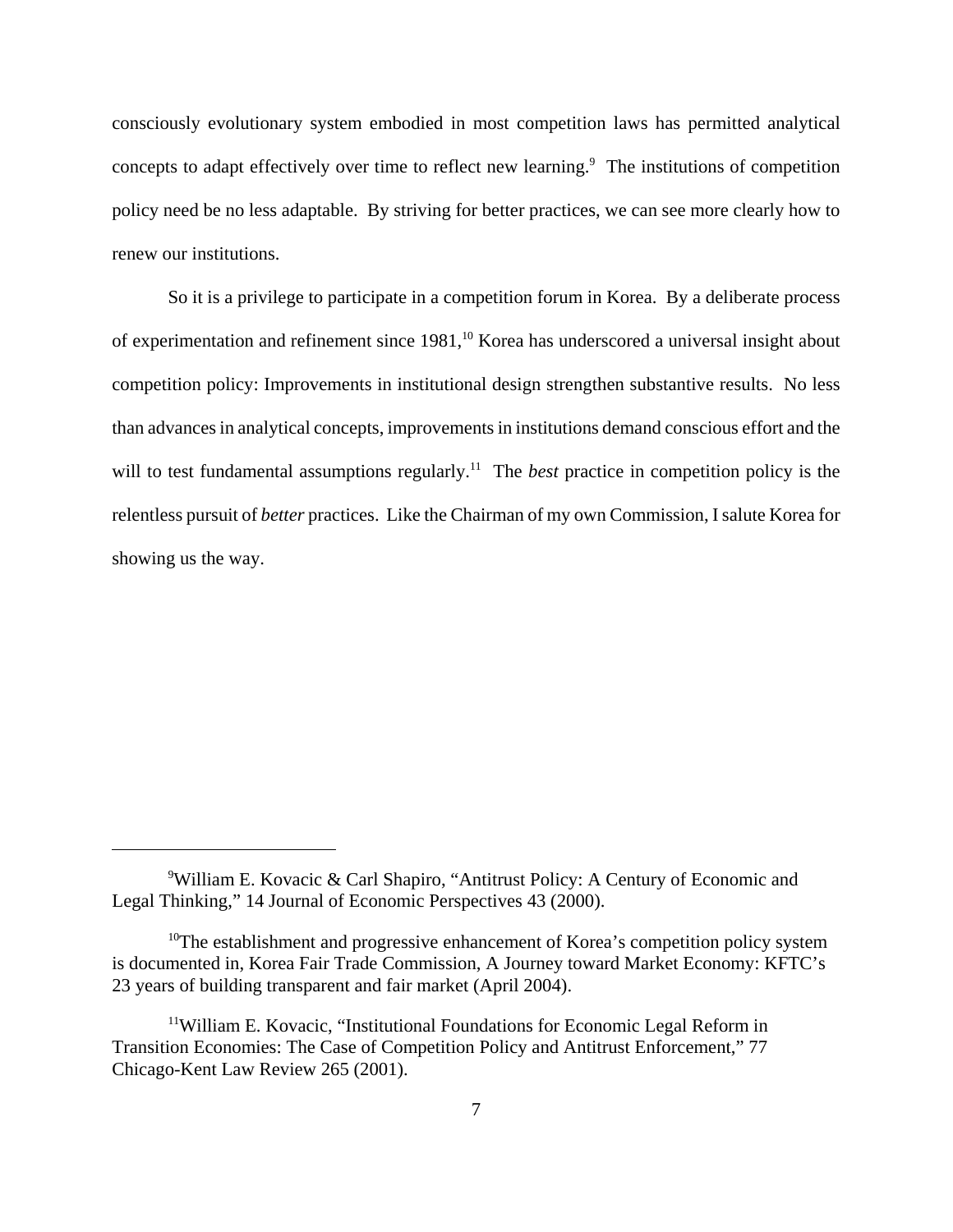consciously evolutionary system embodied in most competition laws has permitted analytical concepts to adapt effectively over time to reflect new learning.[9] The institutions of competition policy need be no less adaptable. By striving for better practices, we can see more clearly how to renew our institutions.

So it is a privilege to participate in a competition forum in Korea. By a deliberate process of experimentation and refinement since 1981,[10] Korea has underscored a universal insight about competition policy: Improvements in institutional design strengthen substantive results. No less than advances in analytical concepts, improvements in institutions demand conscious effort and the will to test fundamental assumptions regularly.[11] The *best* practice in competition policy is the relentless pursuit of *better* practices. Like the Chairman of my own Commission, I salute Korea for showing us the way.

---

[9] William E. Kovacic & Carl Shapiro, "Antitrust Policy: A Century of Economic and Legal Thinking," 14 Journal of Economic Perspectives 43 (2000).

[10] The establishment and progressive enhancement of Korea's competition policy system is documented in, Korea Fair Trade Commission, A Journey toward Market Economy: KFTC's 23 years of building transparent and fair market (April 2004).

[11] William E. Kovacic, "Institutional Foundations for Economic Legal Reform in Transition Economies: The Case of Competition Policy and Antitrust Enforcement," 77 Chicago-Kent Law Review 265 (2001).